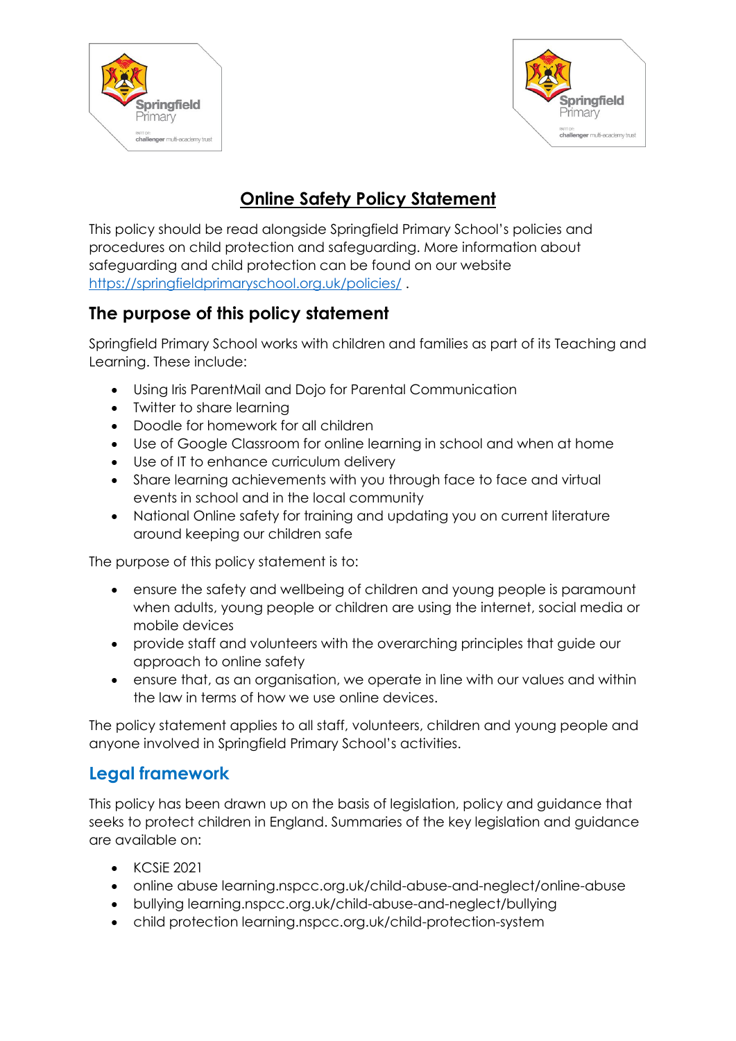# Online Safety Policy Statement

This policy should be read alongside Springfield Primary School's policies and procedures on child protection and safeguarding. More information about safeguarding and child protection can be found on our website https://springfieldprimaryschool.org.uk/policies/ .

## The purpose of this policy statement

Springfield Primary School works with children and families as part of its Teaching and Learning. These include:

- Using Iris ParentMail and Dojo for Parental Communication
- Twitter to share learning
- Doodle for homework for all children
- Use of Google Classroom for online learning in school and when at home
- Use of IT to enhance curriculum delivery
- Share learning achievements with you through face to face and virtual events in school and in the local community
- National Online safety for training and updating you on current literature around keeping our children safe

The purpose of this policy statement is to:

- ensure the safety and wellbeing of children and young people is paramount when adults, young people or children are using the internet, social media or mobile devices
- provide staff and volunteers with the overarching principles that guide our approach to online safety
- ensure that, as an organisation, we operate in line with our values and within the law in terms of how we use online devices.

The policy statement applies to all staff, volunteers, children and young people and anyone involved in Springfield Primary School's activities.

## Legal framework

This policy has been drawn up on the basis of legislation, policy and guidance that seeks to protect children in England. Summaries of the key legislation and guidance are available on:

- KCSiE 2021
- online abuse learning.nspcc.org.uk/child-abuse-and-neglect/online-abuse
- bullying learning.nspcc.org.uk/child-abuse-and-neglect/bullying
- child protection learning.nspcc.org.uk/child-protection-system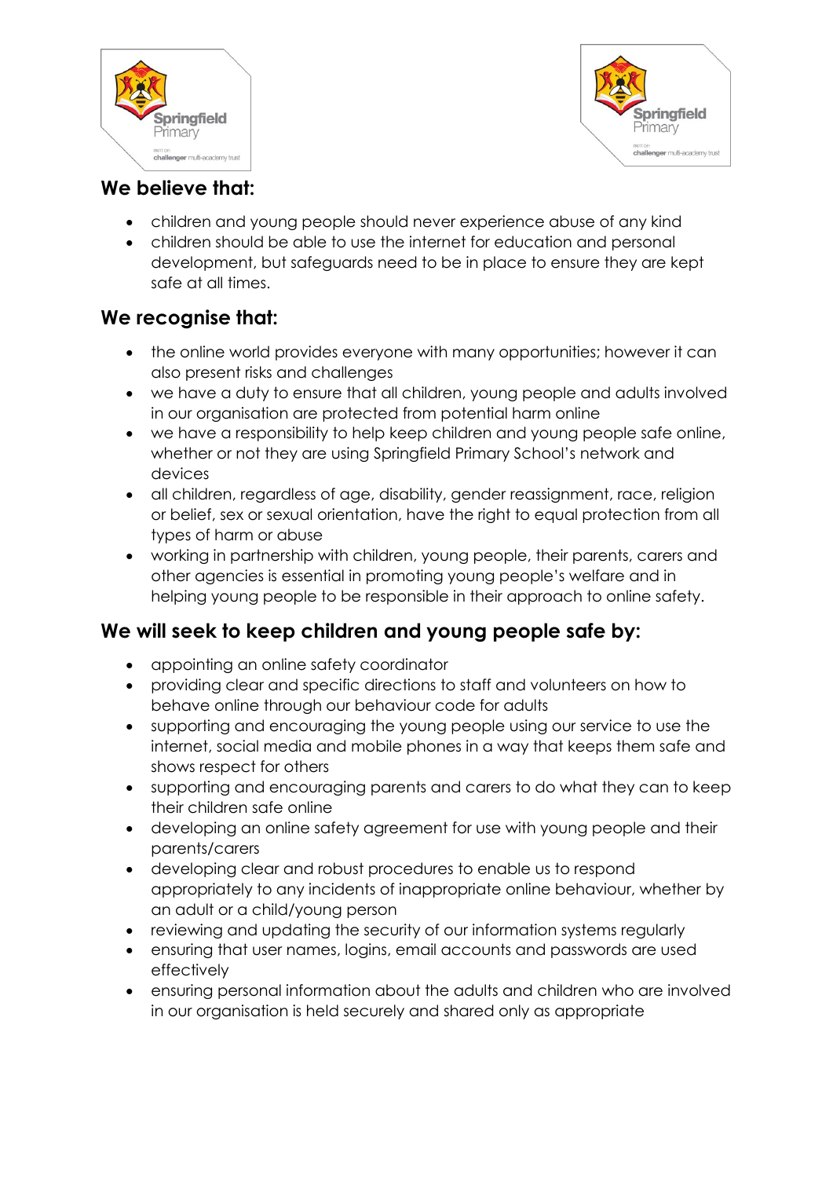## We believe that:

- children and young people should never experience abuse of any kind
- children should be able to use the internet for education and personal development, but safeguards need to be in place to ensure they are kept safe at all times.

## We recognise that:

- the online world provides everyone with many opportunities; however it can also present risks and challenges
- we have a duty to ensure that all children, young people and adults involved in our organisation are protected from potential harm online
- we have a responsibility to help keep children and young people safe online, whether or not they are using Springfield Primary School's network and devices
- all children, regardless of age, disability, gender reassignment, race, religion or belief, sex or sexual orientation, have the right to equal protection from all types of harm or abuse
- working in partnership with children, young people, their parents, carers and other agencies is essential in promoting young people's welfare and in helping young people to be responsible in their approach to online safety.

## We will seek to keep children and young people safe by:

- appointing an online safety coordinator
- providing clear and specific directions to staff and volunteers on how to behave online through our behaviour code for adults
- supporting and encouraging the young people using our service to use the internet, social media and mobile phones in a way that keeps them safe and shows respect for others
- supporting and encouraging parents and carers to do what they can to keep their children safe online
- developing an online safety agreement for use with young people and their parents/carers
- developing clear and robust procedures to enable us to respond appropriately to any incidents of inappropriate online behaviour, whether by an adult or a child/young person
- reviewing and updating the security of our information systems regularly
- ensuring that user names, logins, email accounts and passwords are used effectively
- ensuring personal information about the adults and children who are involved in our organisation is held securely and shared only as appropriate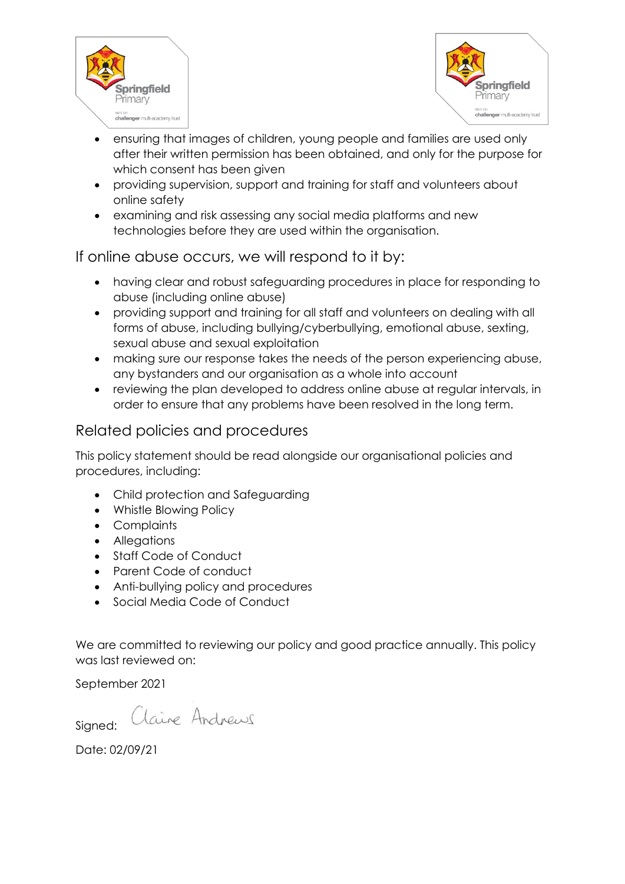- ensuring that images of children, young people and families are used only after their written permission has been obtained, and only for the purpose for which consent has been given
- providing supervision, support and training for staff and volunteers about online safety
- examining and risk assessing any social media platforms and new technologies before they are used within the organisation.

## If online abuse occurs, we will respond to it by:

- having clear and robust safeguarding procedures in place for responding to abuse (including online abuse)
- providing support and training for all staff and volunteers on dealing with all forms of abuse, including bullying/cyberbullying, emotional abuse, sexting, sexual abuse and sexual exploitation
- making sure our response takes the needs of the person experiencing abuse, any bystanders and our organisation as a whole into account
- reviewing the plan developed to address online abuse at regular intervals, in order to ensure that any problems have been resolved in the long term.

## Related policies and procedures

This policy statement should be read alongside our organisational policies and procedures, including:

- Child protection and Safeguarding
- Whistle Blowing Policy
- Complaints
- Allegations
- Staff Code of Conduct
- Parent Code of conduct
- Anti-bullying policy and procedures
- Social Media Code of Conduct

We are committed to reviewing our policy and good practice annually. This policy was last reviewed on:

September 2021

Signed: Claire Andrews

Date: 02/09/21